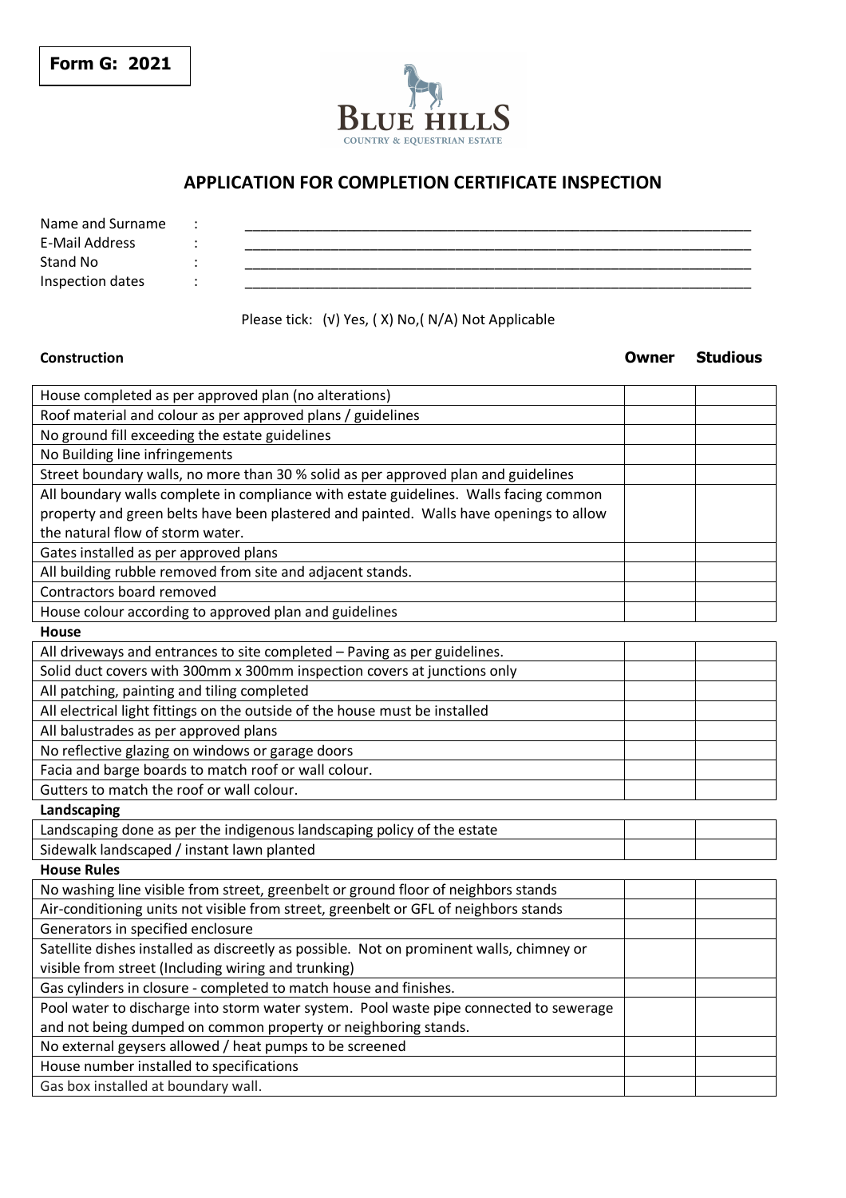**Form G: 2021**

BLUE HILLS
COUNTRY & EQUESTRIAN ESTATE

## APPLICATION FOR COMPLETION CERTIFICATE INSPECTION

Name and Surname : ____________________
E-Mail Address : ____________________
Stand No : ____________________
Inspection dates : ____________________

Please tick: (√) Yes, ( X) No,( N/A) Not Applicable

| Construction | Owner | Studious |
|---|---|---|
| House completed as per approved plan (no alterations) | | |
| Roof material and colour as per approved plans / guidelines | | |
| No ground fill exceeding the estate guidelines | | |
| No Building line infringements | | |
| Street boundary walls, no more than 30 % solid as per approved plan and guidelines | | |
| All boundary walls complete in compliance with estate guidelines. Walls facing common property and green belts have been plastered and painted. Walls have openings to allow the natural flow of storm water. | | |
| Gates installed as per approved plans | | |
| All building rubble removed from site and adjacent stands. | | |
| Contractors board removed | | |
| House colour according to approved plan and guidelines | | |
| **House** | | |
| All driveways and entrances to site completed – Paving as per guidelines. | | |
| Solid duct covers with 300mm x 300mm inspection covers at junctions only | | |
| All patching, painting and tiling completed | | |
| All electrical light fittings on the outside of the house must be installed | | |
| All balustrades as per approved plans | | |
| No reflective glazing on windows or garage doors | | |
| Facia and barge boards to match roof or wall colour. | | |
| Gutters to match the roof or wall colour. | | |
| **Landscaping** | | |
| Landscaping done as per the indigenous landscaping policy of the estate | | |
| Sidewalk landscaped / instant lawn planted | | |
| **House Rules** | | |
| No washing line visible from street, greenbelt or ground floor of neighbors stands | | |
| Air-conditioning units not visible from street, greenbelt or GFL of neighbors stands | | |
| Generators in specified enclosure | | |
| Satellite dishes installed as discreetly as possible. Not on prominent walls, chimney or visible from street (Including wiring and trunking) | | |
| Gas cylinders in closure - completed to match house and finishes. | | |
| Pool water to discharge into storm water system. Pool waste pipe connected to sewerage and not being dumped on common property or neighboring stands. | | |
| No external geysers allowed / heat pumps to be screened | | |
| House number installed to specifications | | |
| Gas box installed at boundary wall. | | |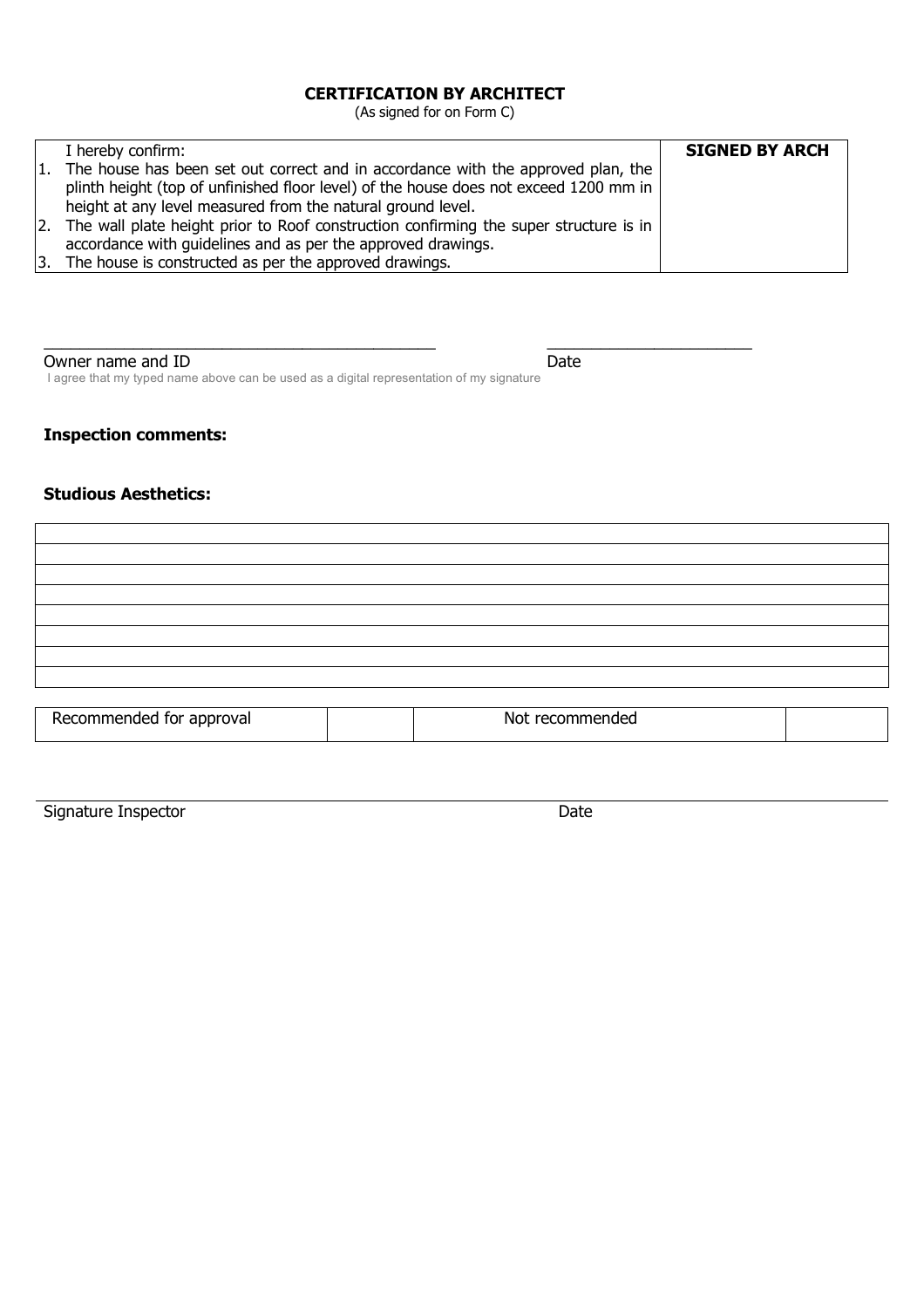**CERTIFICATION BY ARCHITECT**

(As signed for on Form C)

| I hereby confirm: | **SIGNED BY ARCH** |
|---|---|
| 1. The house has been set out correct and in accordance with the approved plan, the plinth height (top of unfinished floor level) of the house does not exceed 1200 mm in height at any level measured from the natural ground level.<br>2. The wall plate height prior to Roof construction confirming the super structure is in accordance with guidelines and as per the approved drawings.<br>3. The house is constructed as per the approved drawings. | |

\_\_\_\_\_\_\_\_\_\_\_\_\_\_\_\_\_\_\_\_\_\_\_\_\_\_\_\_\_\_\_\_\_\_\_\_\_\_\_\_\_\_\_\_ \_\_\_\_\_\_\_\_\_\_\_\_\_\_\_\_\_\_\_\_\_\_\_\_

Owner name and ID Date

I agree that my typed name above can be used as a digital representation of my signature

**Inspection comments:**

**Studious Aesthetics:**

| |
|---|
| |
| |
| |
| |
| |
| |
| |
| |

| Recommended for approval | | Not recommended | |
|---|---|---|---|

Signature Inspector Date